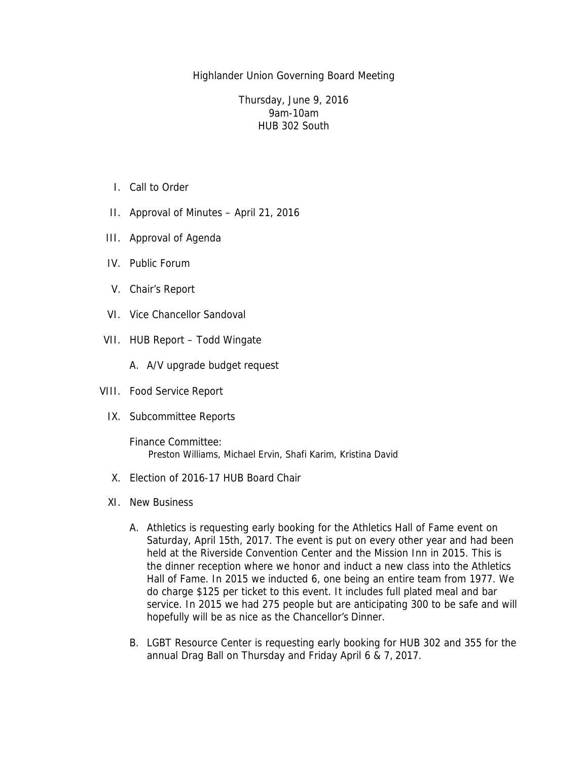# Highlander Union Governing Board Meeting

Thursday, June 9, 2016
9am-10am
HUB 302 South

I. Call to Order

II. Approval of Minutes – April 21, 2016

III. Approval of Agenda

IV. Public Forum

V. Chair's Report

VI. Vice Chancellor Sandoval

VII. HUB Report – Todd Wingate

   A. A/V upgrade budget request

VIII. Food Service Report

IX. Subcommittee Reports

   Finance Committee:
   Preston Williams, Michael Ervin, Shafi Karim, Kristina David

X. Election of 2016-17 HUB Board Chair

XI. New Business

   A. Athletics is requesting early booking for the Athletics Hall of Fame event on Saturday, April 15th, 2017. The event is put on every other year and had been held at the Riverside Convention Center and the Mission Inn in 2015. This is the dinner reception where we honor and induct a new class into the Athletics Hall of Fame. In 2015 we inducted 6, one being an entire team from 1977. We do charge $125 per ticket to this event. It includes full plated meal and bar service. In 2015 we had 275 people but are anticipating 300 to be safe and will hopefully will be as nice as the Chancellor's Dinner.

   B. LGBT Resource Center is requesting early booking for HUB 302 and 355 for the annual Drag Ball on Thursday and Friday April 6 & 7, 2017.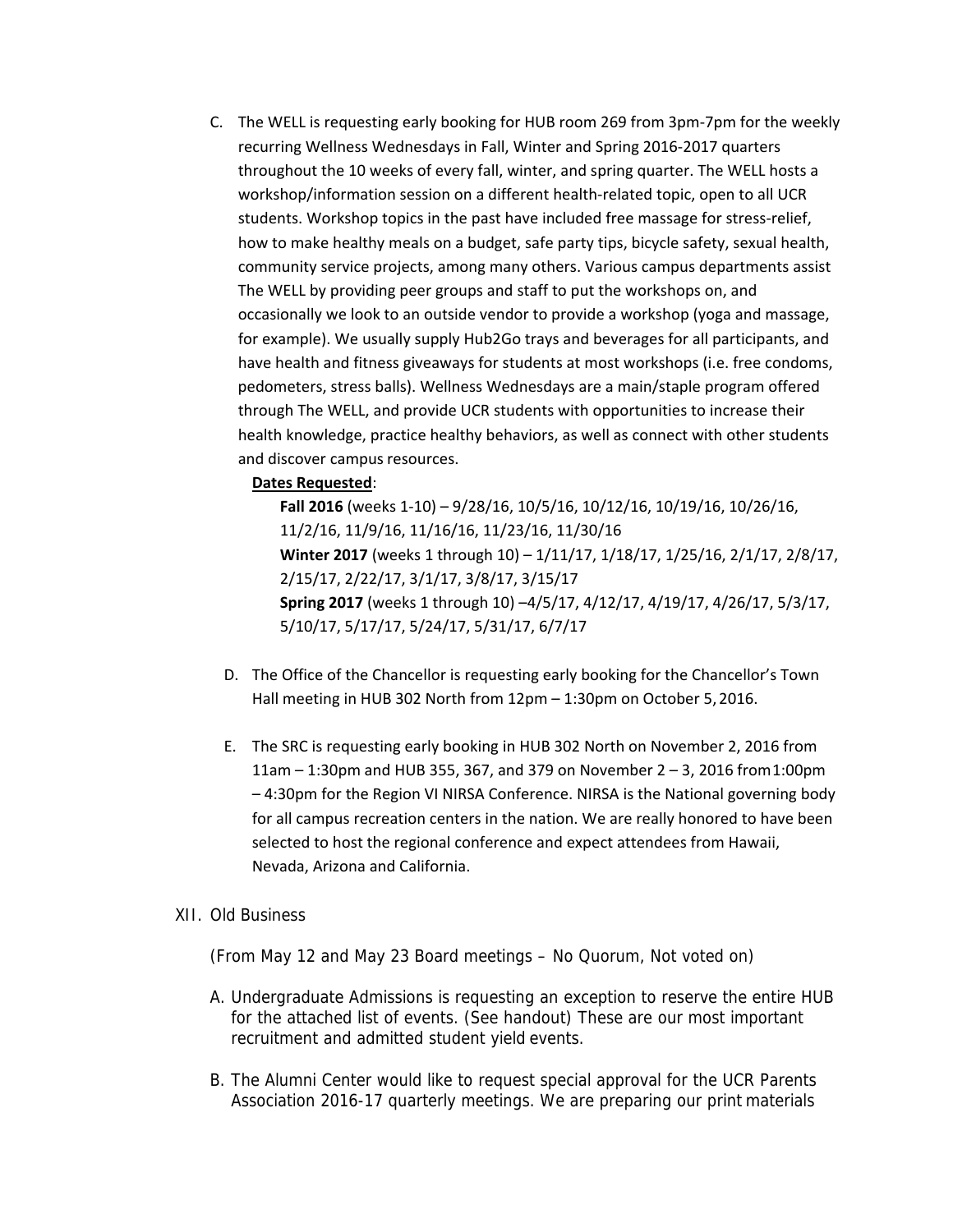C. The WELL is requesting early booking for HUB room 269 from 3pm-7pm for the weekly recurring Wellness Wednesdays in Fall, Winter and Spring 2016-2017 quarters throughout the 10 weeks of every fall, winter, and spring quarter. The WELL hosts a workshop/information session on a different health-related topic, open to all UCR students. Workshop topics in the past have included free massage for stress-relief, how to make healthy meals on a budget, safe party tips, bicycle safety, sexual health, community service projects, among many others. Various campus departments assist The WELL by providing peer groups and staff to put the workshops on, and occasionally we look to an outside vendor to provide a workshop (yoga and massage, for example). We usually supply Hub2Go trays and beverages for all participants, and have health and fitness giveaways for students at most workshops (i.e. free condoms, pedometers, stress balls). Wellness Wednesdays are a main/staple program offered through The WELL, and provide UCR students with opportunities to increase their health knowledge, practice healthy behaviors, as well as connect with other students and discover campus resources.

**Dates Requested**:

**Fall 2016** (weeks 1-10) – 9/28/16, 10/5/16, 10/12/16, 10/19/16, 10/26/16, 11/2/16, 11/9/16, 11/16/16, 11/23/16, 11/30/16

**Winter 2017** (weeks 1 through 10) – 1/11/17, 1/18/17, 1/25/16, 2/1/17, 2/8/17, 2/15/17, 2/22/17, 3/1/17, 3/8/17, 3/15/17

**Spring 2017** (weeks 1 through 10) –4/5/17, 4/12/17, 4/19/17, 4/26/17, 5/3/17, 5/10/17, 5/17/17, 5/24/17, 5/31/17, 6/7/17

D. The Office of the Chancellor is requesting early booking for the Chancellor's Town Hall meeting in HUB 302 North from 12pm – 1:30pm on October 5, 2016.

E. The SRC is requesting early booking in HUB 302 North on November 2, 2016 from 11am – 1:30pm and HUB 355, 367, and 379 on November 2 – 3, 2016 from 1:00pm – 4:30pm for the Region VI NIRSA Conference. NIRSA is the National governing body for all campus recreation centers in the nation. We are really honored to have been selected to host the regional conference and expect attendees from Hawaii, Nevada, Arizona and California.

XII. Old Business

(From May 12 and May 23 Board meetings – No Quorum, Not voted on)

A. Undergraduate Admissions is requesting an exception to reserve the entire HUB for the attached list of events. (See handout) These are our most important recruitment and admitted student yield events.

B. The Alumni Center would like to request special approval for the UCR Parents Association 2016-17 quarterly meetings. We are preparing our print materials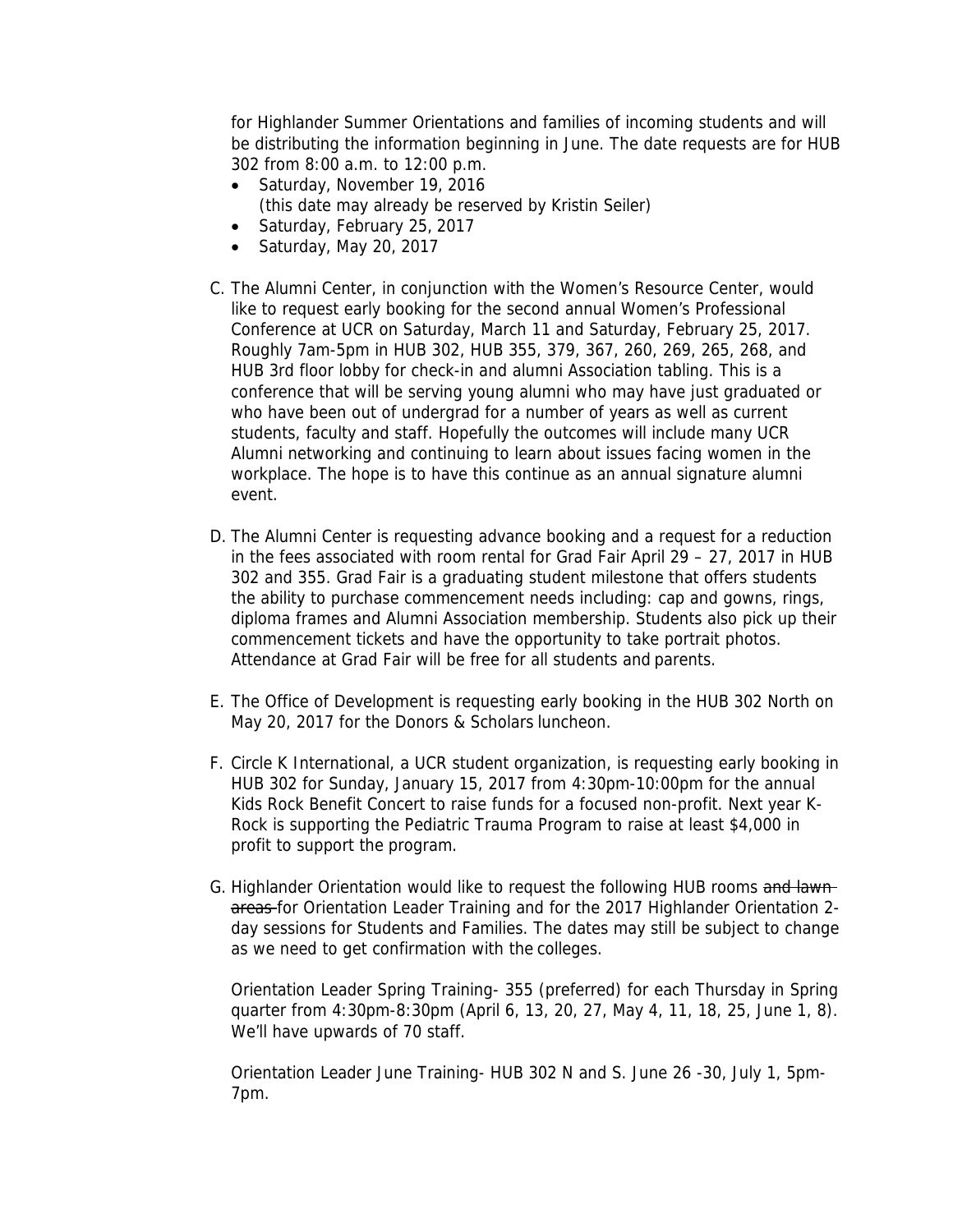for Highlander Summer Orientations and families of incoming students and will be distributing the information beginning in June. The date requests are for HUB 302 from 8:00 a.m. to 12:00 p.m.

- Saturday, November 19, 2016
  (this date may already be reserved by Kristin Seiler)
- Saturday, February 25, 2017
- Saturday, May 20, 2017

C. The Alumni Center, in conjunction with the Women's Resource Center, would like to request early booking for the second annual Women's Professional Conference at UCR on Saturday, March 11 and Saturday, February 25, 2017. Roughly 7am-5pm in HUB 302, HUB 355, 379, 367, 260, 269, 265, 268, and HUB 3rd floor lobby for check-in and alumni Association tabling. This is a conference that will be serving young alumni who may have just graduated or who have been out of undergrad for a number of years as well as current students, faculty and staff. Hopefully the outcomes will include many UCR Alumni networking and continuing to learn about issues facing women in the workplace. The hope is to have this continue as an annual signature alumni event.

D. The Alumni Center is requesting advance booking and a request for a reduction in the fees associated with room rental for Grad Fair April 29 – 27, 2017 in HUB 302 and 355. Grad Fair is a graduating student milestone that offers students the ability to purchase commencement needs including: cap and gowns, rings, diploma frames and Alumni Association membership. Students also pick up their commencement tickets and have the opportunity to take portrait photos. Attendance at Grad Fair will be free for all students and parents.

E. The Office of Development is requesting early booking in the HUB 302 North on May 20, 2017 for the Donors & Scholars luncheon.

F. Circle K International, a UCR student organization, is requesting early booking in HUB 302 for Sunday, January 15, 2017 from 4:30pm-10:00pm for the annual Kids Rock Benefit Concert to raise funds for a focused non-profit. Next year K-Rock is supporting the Pediatric Trauma Program to raise at least $4,000 in profit to support the program.

G. Highlander Orientation would like to request the following HUB rooms ~~and lawn areas~~ for Orientation Leader Training and for the 2017 Highlander Orientation 2-day sessions for Students and Families. The dates may still be subject to change as we need to get confirmation with the colleges.

Orientation Leader Spring Training- 355 (preferred) for each Thursday in Spring quarter from 4:30pm-8:30pm (April 6, 13, 20, 27, May 4, 11, 18, 25, June 1, 8). We'll have upwards of 70 staff.

Orientation Leader June Training- HUB 302 N and S. June 26 -30, July 1, 5pm-7pm.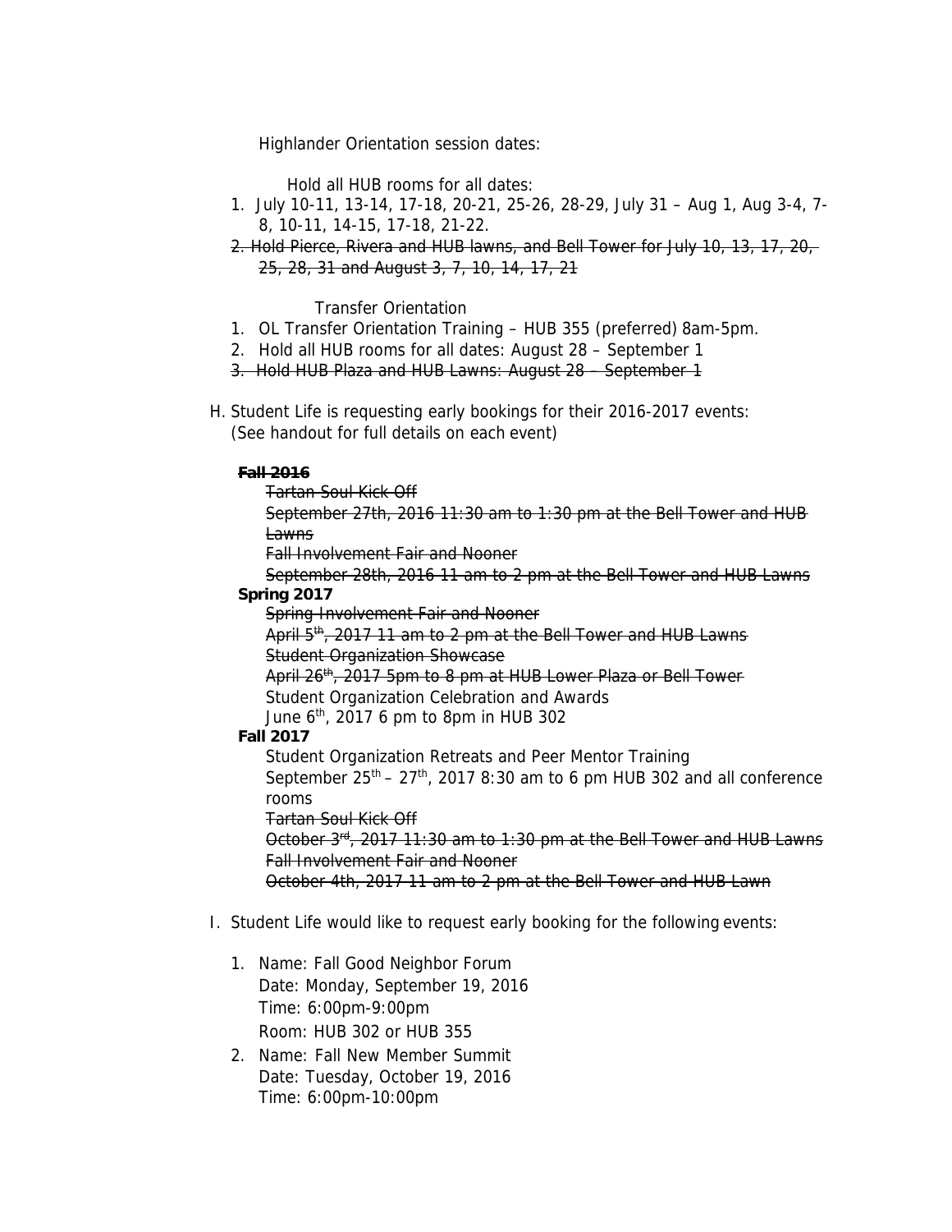Highlander Orientation session dates:

Hold all HUB rooms for all dates:

1. July 10-11, 13-14, 17-18, 20-21, 25-26, 28-29, July 31 – Aug 1, Aug 3-4, 7-8, 10-11, 14-15, 17-18, 21-22.
2. ~~Hold Pierce, Rivera and HUB lawns, and Bell Tower for July 10, 13, 17, 20, 25, 28, 31 and August 3, 7, 10, 14, 17, 21~~

Transfer Orientation

1. OL Transfer Orientation Training – HUB 355 (preferred) 8am-5pm.
2. Hold all HUB rooms for all dates: August 28 – September 1
3. ~~Hold HUB Plaza and HUB Lawns: August 28 – September 1~~

H. Student Life is requesting early bookings for their 2016-2017 events: (See handout for full details on each event)

~~**Fall 2016**~~

~~Tartan Soul Kick Off~~
~~September 27th, 2016 11:30 am to 1:30 pm at the Bell Tower and HUB Lawns~~
~~Fall Involvement Fair and Nooner~~
~~September 28th, 2016 11 am to 2 pm at the Bell Tower and HUB Lawns~~

**Spring 2017**

~~Spring Involvement Fair and Nooner~~
~~April 5th, 2017 11 am to 2 pm at the Bell Tower and HUB Lawns~~
~~Student Organization Showcase~~
~~April 26th, 2017 5pm to 8 pm at HUB Lower Plaza or Bell Tower~~
Student Organization Celebration and Awards
June 6th, 2017 6 pm to 8pm in HUB 302

**Fall 2017**

Student Organization Retreats and Peer Mentor Training
September 25th – 27th, 2017 8:30 am to 6 pm HUB 302 and all conference rooms
~~Tartan Soul Kick Off~~
~~October 3rd, 2017 11:30 am to 1:30 pm at the Bell Tower and HUB Lawns~~
~~Fall Involvement Fair and Nooner~~
~~October 4th, 2017 11 am to 2 pm at the Bell Tower and HUB Lawn~~

I. Student Life would like to request early booking for the following events:

1. Name: Fall Good Neighbor Forum
   Date: Monday, September 19, 2016
   Time: 6:00pm-9:00pm
   Room: HUB 302 or HUB 355
2. Name: Fall New Member Summit
   Date: Tuesday, October 19, 2016
   Time: 6:00pm-10:00pm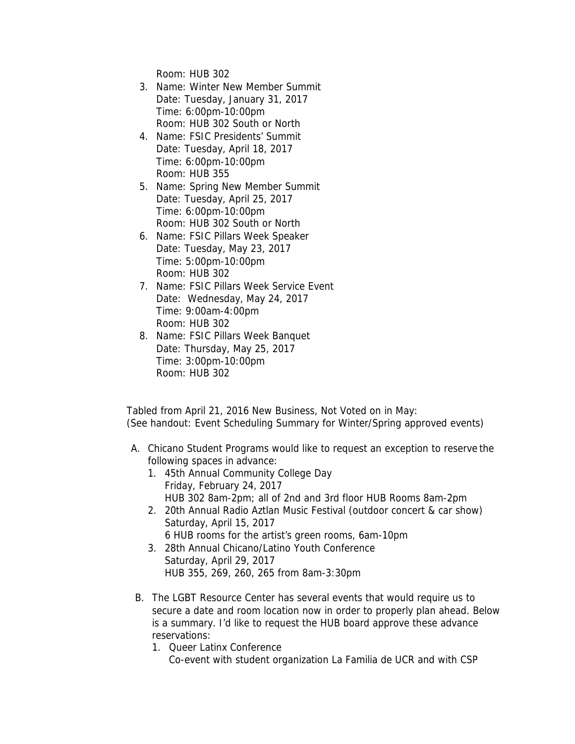Room: HUB 302

3. Name: Winter New Member Summit
   Date: Tuesday, January 31, 2017
   Time: 6:00pm-10:00pm
   Room: HUB 302 South or North
4. Name: FSIC Presidents' Summit
   Date: Tuesday, April 18, 2017
   Time: 6:00pm-10:00pm
   Room: HUB 355
5. Name: Spring New Member Summit
   Date: Tuesday, April 25, 2017
   Time: 6:00pm-10:00pm
   Room: HUB 302 South or North
6. Name: FSIC Pillars Week Speaker
   Date: Tuesday, May 23, 2017
   Time: 5:00pm-10:00pm
   Room: HUB 302
7. Name: FSIC Pillars Week Service Event
   Date: Wednesday, May 24, 2017
   Time: 9:00am-4:00pm
   Room: HUB 302
8. Name: FSIC Pillars Week Banquet
   Date: Thursday, May 25, 2017
   Time: 3:00pm-10:00pm
   Room: HUB 302

Tabled from April 21, 2016 New Business, Not Voted on in May:
(See handout: Event Scheduling Summary for Winter/Spring approved events)

A. Chicano Student Programs would like to request an exception to reserve the following spaces in advance:
   1. 45th Annual Community College Day
      Friday, February 24, 2017
      HUB 302 8am-2pm; all of 2nd and 3rd floor HUB Rooms 8am-2pm
   2. 20th Annual Radio Aztlan Music Festival (outdoor concert & car show)
      Saturday, April 15, 2017
      6 HUB rooms for the artist's green rooms, 6am-10pm
   3. 28th Annual Chicano/Latino Youth Conference
      Saturday, April 29, 2017
      HUB 355, 269, 260, 265 from 8am-3:30pm

B. The LGBT Resource Center has several events that would require us to secure a date and room location now in order to properly plan ahead. Below is a summary. I'd like to request the HUB board approve these advance reservations:
   1. Queer Latinx Conference
      Co-event with student organization La Familia de UCR and with CSP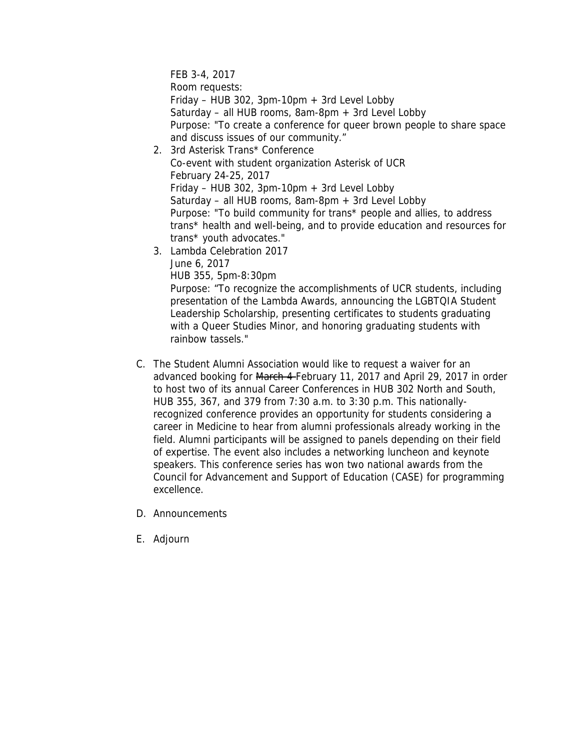FEB 3-4, 2017
Room requests:
Friday – HUB 302, 3pm-10pm + 3rd Level Lobby
Saturday – all HUB rooms, 8am-8pm + 3rd Level Lobby
Purpose: "To create a conference for queer brown people to share space and discuss issues of our community."

2. 3rd Asterisk Trans* Conference
   Co-event with student organization Asterisk of UCR
   February 24-25, 2017
   Friday – HUB 302, 3pm-10pm + 3rd Level Lobby
   Saturday – all HUB rooms, 8am-8pm + 3rd Level Lobby
   Purpose: "To build community for trans* people and allies, to address trans* health and well-being, and to provide education and resources for trans* youth advocates."
3. Lambda Celebration 2017
   June 6, 2017
   HUB 355, 5pm-8:30pm
   Purpose: "To recognize the accomplishments of UCR students, including presentation of the Lambda Awards, announcing the LGBTQIA Student Leadership Scholarship, presenting certificates to students graduating with a Queer Studies Minor, and honoring graduating students with rainbow tassels."

C. The Student Alumni Association would like to request a waiver for an advanced booking for ~~March 4~~ February 11, 2017 and April 29, 2017 in order to host two of its annual Career Conferences in HUB 302 North and South, HUB 355, 367, and 379 from 7:30 a.m. to 3:30 p.m. This nationally-recognized conference provides an opportunity for students considering a career in Medicine to hear from alumni professionals already working in the field. Alumni participants will be assigned to panels depending on their field of expertise. The event also includes a networking luncheon and keynote speakers. This conference series has won two national awards from the Council for Advancement and Support of Education (CASE) for programming excellence.

D. Announcements

E. Adjourn